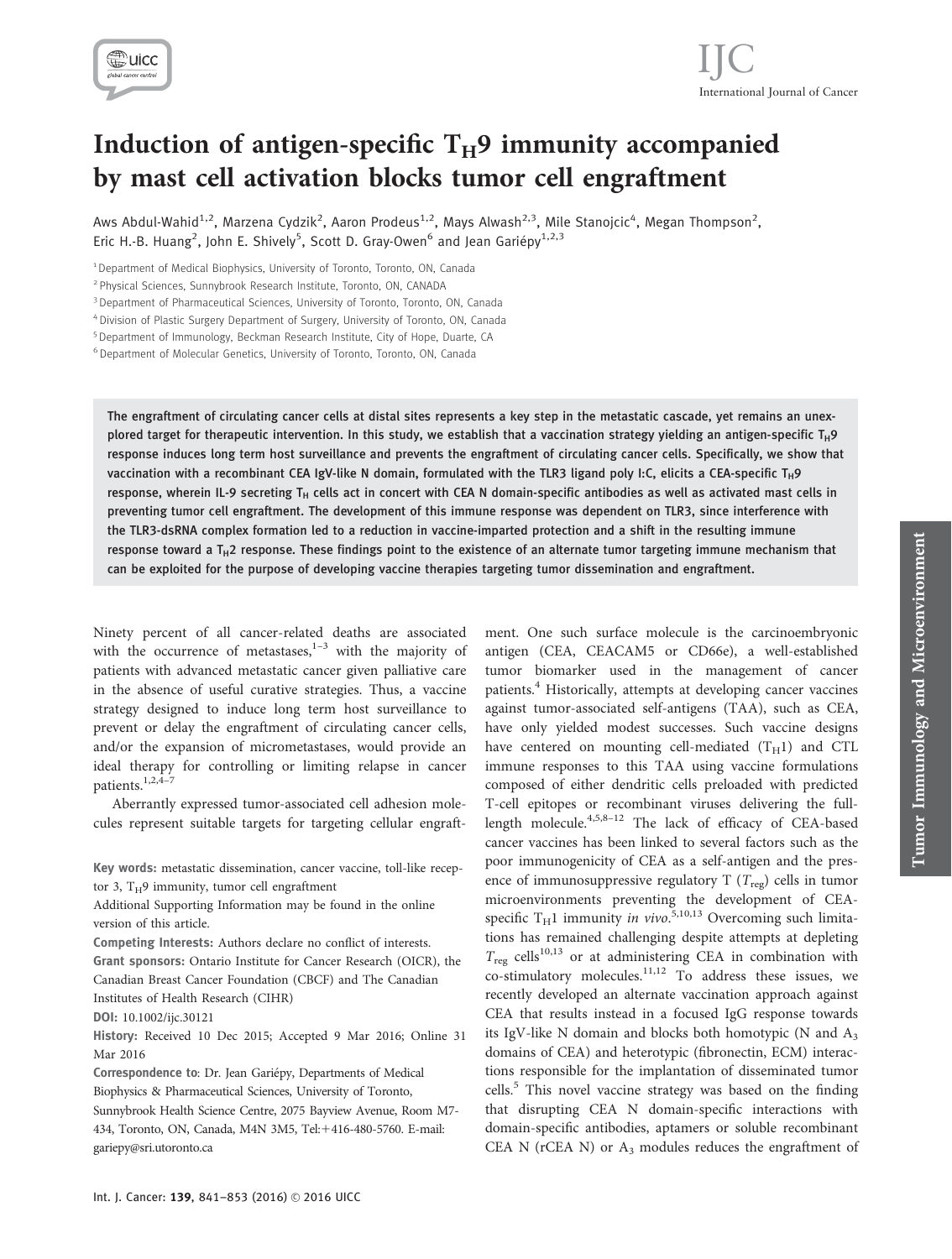# Induction of antigen-specific $T_H9$ immunity accompanied by mast cell activation blocks tumor cell engraftment

Aws Abdul-Wahid[1,2], Marzena Cydzik[2], Aaron Prodeus[1,2], Mays Alwash[2,3], Mile Stanojcic[4], Megan Thompson[2], Eric H.-B. Huang[2], John E. Shively[5], Scott D. Gray-Owen[6] and Jean Gariépy[1,2,3]

[1] Department of Medical Biophysics, University of Toronto, Toronto, ON, Canada

[2] Physical Sciences, Sunnybrook Research Institute, Toronto, ON, CANADA

[3] Department of Pharmaceutical Sciences, University of Toronto, Toronto, ON, Canada

[4] Division of Plastic Surgery Department of Surgery, University of Toronto, ON, Canada

[5] Department of Immunology, Beckman Research Institute, City of Hope, Duarte, CA

[6] Department of Molecular Genetics, University of Toronto, Toronto, ON, Canada

**The engraftment of circulating cancer cells at distal sites represents a key step in the metastatic cascade, yet remains an unexplored target for therapeutic intervention. In this study, we establish that a vaccination strategy yielding an antigen-specific $T_H9$ response induces long term host surveillance and prevents the engraftment of circulating cancer cells. Specifically, we show that vaccination with a recombinant CEA IgV-like N domain, formulated with the TLR3 ligand poly I:C, elicits a CEA-specific $T_H9$ response, wherein IL-9 secreting $T_H$ cells act in concert with CEA N domain-specific antibodies as well as activated mast cells in preventing tumor cell engraftment. The development of this immune response was dependent on TLR3, since interference with the TLR3-dsRNA complex formation led to a reduction in vaccine-imparted protection and a shift in the resulting immune response toward a $T_H2$ response. These findings point to the existence of an alternate tumor targeting immune mechanism that can be exploited for the purpose of developing vaccine therapies targeting tumor dissemination and engraftment.**

Ninety percent of all cancer-related deaths are associated with the occurrence of metastases,[1–3] with the majority of patients with advanced metastatic cancer given palliative care in the absence of useful curative strategies. Thus, a vaccine strategy designed to induce long term host surveillance to prevent or delay the engraftment of circulating cancer cells, and/or the expansion of micrometastases, would provide an ideal therapy for controlling or limiting relapse in cancer patients.[1,2,4–7]

Aberrantly expressed tumor-associated cell adhesion molecules represent suitable targets for targeting cellular engraftment. One such surface molecule is the carcinoembryonic antigen (CEA, CEACAM5 or CD66e), a well-established tumor biomarker used in the management of cancer patients.[4] Historically, attempts at developing cancer vaccines against tumor-associated self-antigens (TAA), such as CEA, have only yielded modest successes. Such vaccine designs have centered on mounting cell-mediated ($T_H1$) and CTL immune responses to this TAA using vaccine formulations composed of either dendritic cells preloaded with predicted T-cell epitopes or recombinant viruses delivering the full-length molecule.[4,5,8–12] The lack of efficacy of CEA-based cancer vaccines has been linked to several factors such as the poor immunogenicity of CEA as a self-antigen and the presence of immunosuppressive regulatory T ($T_{reg}$) cells in tumor microenvironments preventing the development of CEA-specific $T_H1$ immunity *in vivo*.[5,10,13] Overcoming such limitations has remained challenging despite attempts at depleting $T_{reg}$ cells[10,13] or at administering CEA in combination with co-stimulatory molecules.[11,12] To address these issues, we recently developed an alternate vaccination approach against CEA that results instead in a focused IgG response towards its IgV-like N domain and blocks both homotypic (N and $A_3$ domains of CEA) and heterotypic (fibronectin, ECM) interactions responsible for the implantation of disseminated tumor cells.[5] This novel vaccine strategy was based on the finding that disrupting CEA N domain-specific interactions with domain-specific antibodies, aptamers or soluble recombinant CEA N (rCEA N) or $A_3$ modules reduces the engraftment of

**Key words:** metastatic dissemination, cancer vaccine, toll-like receptor 3, $T_H9$ immunity, tumor cell engraftment

Additional Supporting Information may be found in the online version of this article.

**Competing Interests:** Authors declare no conflict of interests.

**Grant sponsors:** Ontario Institute for Cancer Research (OICR), the Canadian Breast Cancer Foundation (CBCF) and The Canadian Institutes of Health Research (CIHR)

**DOI:** 10.1002/ijc.30121

**History:** Received 10 Dec 2015; Accepted 9 Mar 2016; Online 31 Mar 2016

**Correspondence to:** Dr. Jean Gariépy, Departments of Medical Biophysics & Pharmaceutical Sciences, University of Toronto, Sunnybrook Health Science Centre, 2075 Bayview Avenue, Room M7-434, Toronto, ON, Canada, M4N 3M5, Tel:+416-480-5760. E-mail: gariepy@sri.utoronto.ca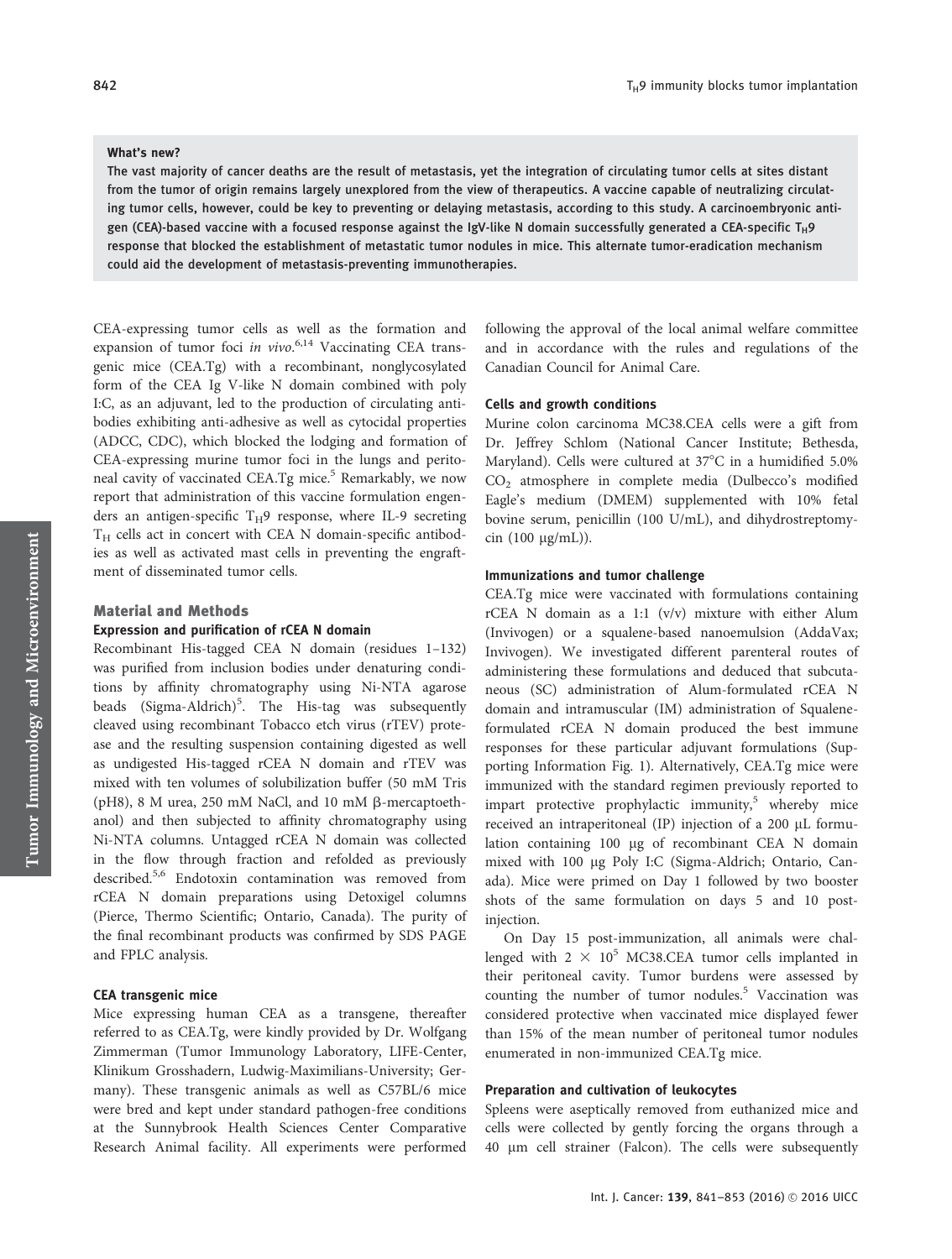**What's new?**

The vast majority of cancer deaths are the result of metastasis, yet the integration of circulating tumor cells at sites distant from the tumor of origin remains largely unexplored from the view of therapeutics. A vaccine capable of neutralizing circulating tumor cells, however, could be key to preventing or delaying metastasis, according to this study. A carcinoembryonic antigen (CEA)-based vaccine with a focused response against the IgV-like N domain successfully generated a CEA-specific $T_H9$ response that blocked the establishment of metastatic tumor nodules in mice. This alternate tumor-eradication mechanism could aid the development of metastasis-preventing immunotherapies.

CEA-expressing tumor cells as well as the formation and expansion of tumor foci *in vivo*.[6,14] Vaccinating CEA transgenic mice (CEA.Tg) with a recombinant, nonglycosylated form of the CEA Ig V-like N domain combined with poly I:C, as an adjuvant, led to the production of circulating antibodies exhibiting anti-adhesive as well as cytocidal properties (ADCC, CDC), which blocked the lodging and formation of CEA-expressing murine tumor foci in the lungs and peritoneal cavity of vaccinated CEA.Tg mice.[5] Remarkably, we now report that administration of this vaccine formulation engenders an antigen-specific $T_H9$ response, where IL-9 secreting $T_H$ cells act in concert with CEA N domain-specific antibodies as well as activated mast cells in preventing the engraftment of disseminated tumor cells.

## Material and Methods

### Expression and purification of rCEA N domain

Recombinant His-tagged CEA N domain (residues 1–132) was purified from inclusion bodies under denaturing conditions by affinity chromatography using Ni-NTA agarose beads (Sigma-Aldrich)[5]. The His-tag was subsequently cleaved using recombinant Tobacco etch virus (rTEV) protease and the resulting suspension containing digested as well as undigested His-tagged rCEA N domain and rTEV was mixed with ten volumes of solubilization buffer (50 mM Tris (pH8), 8 M urea, 250 mM NaCl, and 10 mM β-mercaptoethanol) and then subjected to affinity chromatography using Ni-NTA columns. Untagged rCEA N domain was collected in the flow through fraction and refolded as previously described.[5,6] Endotoxin contamination was removed from rCEA N domain preparations using Detoxigel columns (Pierce, Thermo Scientific; Ontario, Canada). The purity of the final recombinant products was confirmed by SDS PAGE and FPLC analysis.

### CEA transgenic mice

Mice expressing human CEA as a transgene, thereafter referred to as CEA.Tg, were kindly provided by Dr. Wolfgang Zimmerman (Tumor Immunology Laboratory, LIFE-Center, Klinikum Grosshadern, Ludwig-Maximilians-University; Germany). These transgenic animals as well as C57BL/6 mice were bred and kept under standard pathogen-free conditions at the Sunnybrook Health Sciences Center Comparative Research Animal facility. All experiments were performed following the approval of the local animal welfare committee and in accordance with the rules and regulations of the Canadian Council for Animal Care.

### Cells and growth conditions

Murine colon carcinoma MC38.CEA cells were a gift from Dr. Jeffrey Schlom (National Cancer Institute; Bethesda, Maryland). Cells were cultured at 37°C in a humidified 5.0% $CO_2$ atmosphere in complete media (Dulbecco's modified Eagle's medium (DMEM) supplemented with 10% fetal bovine serum, penicillin (100 U/mL), and dihydrostreptomycin (100 μg/mL)).

### Immunizations and tumor challenge

CEA.Tg mice were vaccinated with formulations containing rCEA N domain as a 1:1 (v/v) mixture with either Alum (Invivogen) or a squalene-based nanoemulsion (AddaVax; Invivogen). We investigated different parenteral routes of administering these formulations and deduced that subcutaneous (SC) administration of Alum-formulated rCEA N domain and intramuscular (IM) administration of Squalene-formulated rCEA N domain produced the best immune responses for these particular adjuvant formulations (Supporting Information Fig. 1). Alternatively, CEA.Tg mice were immunized with the standard regimen previously reported to impart protective prophylactic immunity,[5] whereby mice received an intraperitoneal (IP) injection of a 200 μL formulation containing 100 μg of recombinant CEA N domain mixed with 100 μg Poly I:C (Sigma-Aldrich; Ontario, Canada). Mice were primed on Day 1 followed by two booster shots of the same formulation on days 5 and 10 post-injection.

On Day 15 post-immunization, all animals were challenged with $2 \times 10^5$ MC38.CEA tumor cells implanted in their peritoneal cavity. Tumor burdens were assessed by counting the number of tumor nodules.[5] Vaccination was considered protective when vaccinated mice displayed fewer than 15% of the mean number of peritoneal tumor nodules enumerated in non-immunized CEA.Tg mice.

### Preparation and cultivation of leukocytes

Spleens were aseptically removed from euthanized mice and cells were collected by gently forcing the organs through a 40 μm cell strainer (Falcon). The cells were subsequently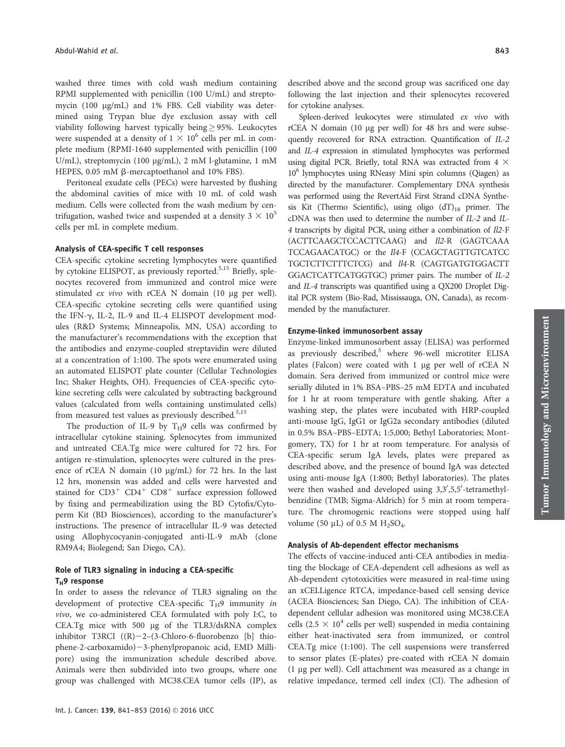washed three times with cold wash medium containing RPMI supplemented with penicillin (100 U/mL) and streptomycin (100 μg/mL) and 1% FBS. Cell viability was determined using Trypan blue dye exclusion assay with cell viability following harvest typically being ≥ 95%. Leukocytes were suspended at a density of $1 \times 10^6$ cells per mL in complete medium (RPMI-1640 supplemented with penicillin (100 U/mL), streptomycin (100 μg/mL), 2 mM l-glutamine, 1 mM HEPES, 0.05 mM β-mercaptoethanol and 10% FBS).

Peritoneal exudate cells (PECs) were harvested by flushing the abdominal cavities of mice with 10 mL of cold wash medium. Cells were collected from the wash medium by centrifugation, washed twice and suspended at a density $3 \times 10^5$ cells per mL in complete medium.

#### Analysis of CEA-specific T cell responses

CEA-specific cytokine secreting lymphocytes were quantified by cytokine ELISPOT, as previously reported.[5,15] Briefly, splenocytes recovered from immunized and control mice were stimulated *ex vivo* with rCEA N domain (10 μg per well). CEA-specific cytokine secreting cells were quantified using the IFN-γ, IL-2, IL-9 and IL-4 ELISPOT development modules (R&D Systems; Minneapolis, MN, USA) according to the manufacturer's recommendations with the exception that the antibodies and enzyme-coupled streptavidin were diluted at a concentration of 1:100. The spots were enumerated using an automated ELISPOT plate counter (Cellular Technologies Inc; Shaker Heights, OH). Frequencies of CEA-specific cytokine secreting cells were calculated by subtracting background values (calculated from wells containing unstimulated cells) from measured test values as previously described.[5,15]

The production of IL-9 by $T_H9$ cells was confirmed by intracellular cytokine staining. Splenocytes from immunized and untreated CEA.Tg mice were cultured for 72 hrs. For antigen re-stimulation, splenocytes were cultured in the presence of rCEA N domain (10 μg/mL) for 72 hrs. In the last 12 hrs, monensin was added and cells were harvested and stained for $CD3^+$ $CD4^+$ $CD8^+$ surface expression followed by fixing and permeabilization using the BD Cytofix/Cytoperm Kit (BD Biosciences), according to the manufacturer's instructions. The presence of intracellular IL-9 was detected using Allophycocyanin-conjugated anti-IL-9 mAb (clone RM9A4; Biolegend; San Diego, CA).

#### Role of TLR3 signaling in inducing a CEA-specific $T_H9$ response

In order to assess the relevance of TLR3 signaling on the development of protective CEA-specific $T_H9$ immunity *in vivo*, we co-administered CEA formulated with poly I:C, to CEA.Tg mice with 500 μg of the TLR3/dsRNA complex inhibitor T3RCI ((R)−2–(3-Chloro-6-fluorobenzo [b] thiophene-2-carboxamido)−3-phenylpropanoic acid, EMD Millipore) using the immunization schedule described above. Animals were then subdivided into two groups, where one group was challenged with MC38.CEA tumor cells (IP), as described above and the second group was sacrificed one day following the last injection and their splenocytes recovered for cytokine analyses.

Spleen-derived leukocytes were stimulated *ex vivo* with rCEA N domain (10 μg per well) for 48 hrs and were subsequently recovered for RNA extraction. Quantification of *IL-2* and *IL-4* expression in stimulated lymphocytes was performed using digital PCR. Briefly, total RNA was extracted from $4 \times 10^6$ lymphocytes using RNeasy Mini spin columns (Qiagen) as directed by the manufacturer. Complementary DNA synthesis was performed using the RevertAid First Strand cDNA Synthesis Kit (Thermo Scientific), using oligo $(dT)_{18}$ primer. The cDNA was then used to determine the number of *IL-2* and *IL-4* transcripts by digital PCR, using either a combination of *Il2*-F (ACTTCAAGCTCCACTTCAAG) and *Il2*-R (GAGTCAAATCCAGAACATGC) or the *Il4*-F (CCAGCTAGTTGTCATCCTGCTCTTCTTTCTCG) and *Il4*-R (CAGTGATGTGGACTTGGACTCATTCATGGTGC) primer pairs. The number of *IL-2* and *IL-4* transcripts was quantified using a QX200 Droplet Digital PCR system (Bio-Rad, Mississauga, ON, Canada), as recommended by the manufacturer.

#### Enzyme-linked immunosorbent assay

Enzyme-linked immunosorbent assay (ELISA) was performed as previously described,[5] where 96-well microtiter ELISA plates (Falcon) were coated with 1 μg per well of rCEA N domain. Sera derived from immunized or control mice were serially diluted in 1% BSA–PBS–25 mM EDTA and incubated for 1 hr at room temperature with gentle shaking. After a washing step, the plates were incubated with HRP-coupled anti-mouse IgG, IgG1 or IgG2a secondary antibodies (diluted in 0.5% BSA–PBS–EDTA; 1:5,000; Bethyl Laboratories; Montgomery, TX) for 1 hr at room temperature. For analysis of CEA-specific serum IgA levels, plates were prepared as described above, and the presence of bound IgA was detected using anti-mouse IgA (1:800; Bethyl laboratories). The plates were then washed and developed using 3,3′,5,5′-tetramethylbenzidine (TMB; Sigma-Aldrich) for 5 min at room temperature. The chromogenic reactions were stopped using half volume (50 μL) of 0.5 M $H_2SO_4$.

#### Analysis of Ab-dependent effector mechanisms

The effects of vaccine-induced anti-CEA antibodies in mediating the blockage of CEA-dependent cell adhesions as well as Ab-dependent cytotoxicities were measured in real-time using an xCELLigence RTCA, impedance-based cell sensing device (ACEA Biosciences; San Diego, CA). The inhibition of CEA-dependent cellular adhesion was monitored using MC38.CEA cells ($2.5 \times 10^4$ cells per well) suspended in media containing either heat-inactivated sera from immunized, or control CEA.Tg mice (1:100). The cell suspensions were transferred to sensor plates (E-plates) pre-coated with rCEA N domain (1 μg per well). Cell attachment was measured as a change in relative impedance, termed cell index (CI). The adhesion of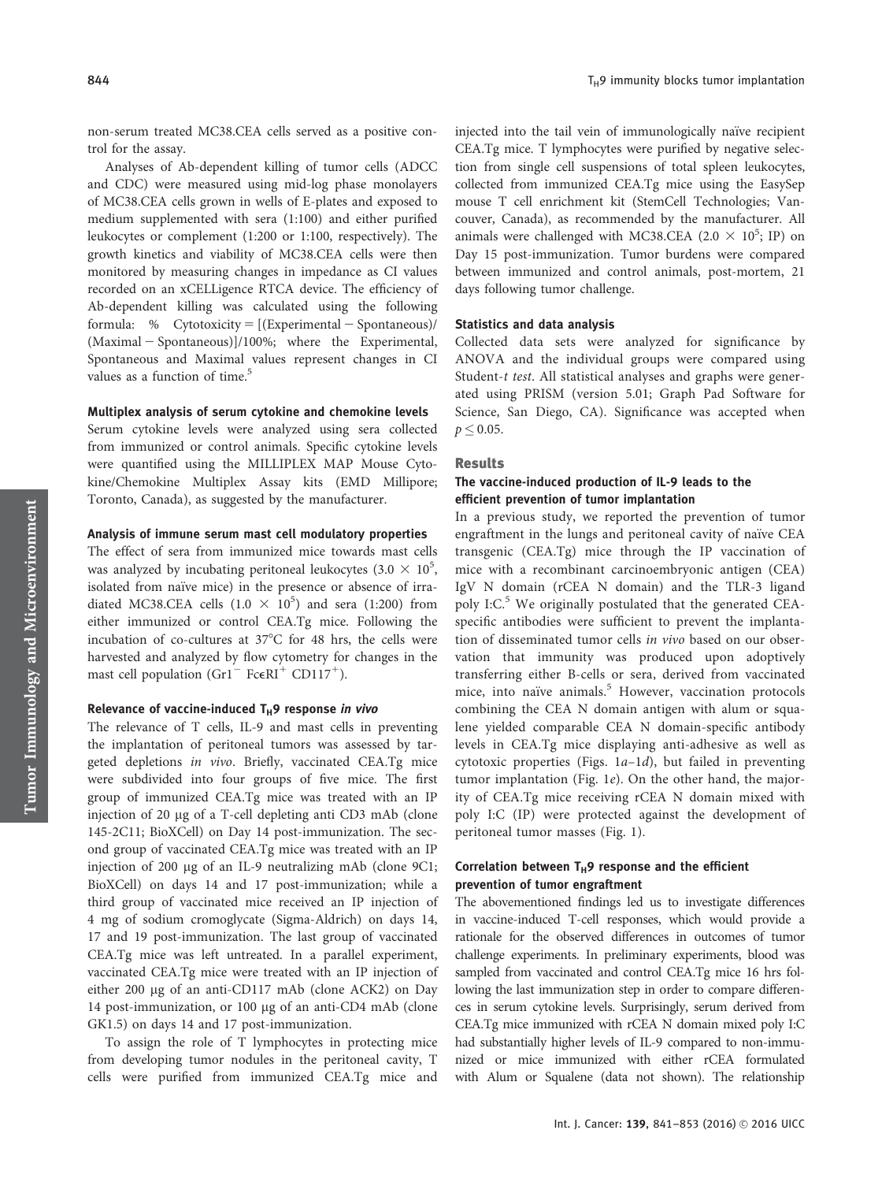non-serum treated MC38.CEA cells served as a positive control for the assay.

Analyses of Ab-dependent killing of tumor cells (ADCC and CDC) were measured using mid-log phase monolayers of MC38.CEA cells grown in wells of E-plates and exposed to medium supplemented with sera (1:100) and either purified leukocytes or complement (1:200 or 1:100, respectively). The growth kinetics and viability of MC38.CEA cells were then monitored by measuring changes in impedance as CI values recorded on an xCELLigence RTCA device. The efficiency of Ab-dependent killing was calculated using the following formula: % Cytotoxicity = [(Experimental − Spontaneous)/(Maximal − Spontaneous)]/100%; where the Experimental, Spontaneous and Maximal values represent changes in CI values as a function of time.[5]

#### Multiplex analysis of serum cytokine and chemokine levels

Serum cytokine levels were analyzed using sera collected from immunized or control animals. Specific cytokine levels were quantified using the MILLIPLEX MAP Mouse Cytokine/Chemokine Multiplex Assay kits (EMD Millipore; Toronto, Canada), as suggested by the manufacturer.

#### Analysis of immune serum mast cell modulatory properties

The effect of sera from immunized mice towards mast cells was analyzed by incubating peritoneal leukocytes ($3.0 \times 10^5$, isolated from naïve mice) in the presence or absence of irradiated MC38.CEA cells ($1.0 \times 10^5$) and sera (1:200) from either immunized or control CEA.Tg mice. Following the incubation of co-cultures at 37°C for 48 hrs, the cells were harvested and analyzed by flow cytometry for changes in the mast cell population ($Gr1^-$ $Fc\epsilon RI^+$ $CD117^+$).

#### Relevance of vaccine-induced $T_H9$ response *in vivo*

The relevance of T cells, IL-9 and mast cells in preventing the implantation of peritoneal tumors was assessed by targeted depletions *in vivo*. Briefly, vaccinated CEA.Tg mice were subdivided into four groups of five mice. The first group of immunized CEA.Tg mice was treated with an IP injection of 20 μg of a T-cell depleting anti CD3 mAb (clone 145-2C11; BioXCell) on Day 14 post-immunization. The second group of vaccinated CEA.Tg mice was treated with an IP injection of 200 μg of an IL-9 neutralizing mAb (clone 9C1; BioXCell) on days 14 and 17 post-immunization; while a third group of vaccinated mice received an IP injection of 4 mg of sodium cromoglycate (Sigma-Aldrich) on days 14, 17 and 19 post-immunization. The last group of vaccinated CEA.Tg mice was left untreated. In a parallel experiment, vaccinated CEA.Tg mice were treated with an IP injection of either 200 μg of an anti-CD117 mAb (clone ACK2) on Day 14 post-immunization, or 100 μg of an anti-CD4 mAb (clone GK1.5) on days 14 and 17 post-immunization.

To assign the role of T lymphocytes in protecting mice from developing tumor nodules in the peritoneal cavity, T cells were purified from immunized CEA.Tg mice and injected into the tail vein of immunologically naïve recipient CEA.Tg mice. T lymphocytes were purified by negative selection from single cell suspensions of total spleen leukocytes, collected from immunized CEA.Tg mice using the EasySep mouse T cell enrichment kit (StemCell Technologies; Vancouver, Canada), as recommended by the manufacturer. All animals were challenged with MC38.CEA ($2.0 \times 10^5$; IP) on Day 15 post-immunization. Tumor burdens were compared between immunized and control animals, post-mortem, 21 days following tumor challenge.

#### Statistics and data analysis

Collected data sets were analyzed for significance by ANOVA and the individual groups were compared using Student-*t test*. All statistical analyses and graphs were generated using PRISM (version 5.01; Graph Pad Software for Science, San Diego, CA). Significance was accepted when $p \leq 0.05$.

## Results

### The vaccine-induced production of IL-9 leads to the efficient prevention of tumor implantation

In a previous study, we reported the prevention of tumor engraftment in the lungs and peritoneal cavity of naïve CEA transgenic (CEA.Tg) mice through the IP vaccination of mice with a recombinant carcinoembryonic antigen (CEA) IgV N domain (rCEA N domain) and the TLR-3 ligand poly I:C.[5] We originally postulated that the generated CEA-specific antibodies were sufficient to prevent the implantation of disseminated tumor cells *in vivo* based on our observation that immunity was produced upon adoptively transferring either B-cells or sera, derived from vaccinated mice, into naïve animals.[5] However, vaccination protocols combining the CEA N domain antigen with alum or squalene yielded comparable CEA N domain-specific antibody levels in CEA.Tg mice displaying anti-adhesive as well as cytotoxic properties (Figs. 1*a*–1*d*), but failed in preventing tumor implantation (Fig. 1*e*). On the other hand, the majority of CEA.Tg mice receiving rCEA N domain mixed with poly I:C (IP) were protected against the development of peritoneal tumor masses (Fig. 1).

### Correlation between $T_H9$ response and the efficient prevention of tumor engraftment

The abovementioned findings led us to investigate differences in vaccine-induced T-cell responses, which would provide a rationale for the observed differences in outcomes of tumor challenge experiments. In preliminary experiments, blood was sampled from vaccinated and control CEA.Tg mice 16 hrs following the last immunization step in order to compare differences in serum cytokine levels. Surprisingly, serum derived from CEA.Tg mice immunized with rCEA N domain mixed poly I:C had substantially higher levels of IL-9 compared to non-immunized or mice immunized with either rCEA formulated with Alum or Squalene (data not shown). The relationship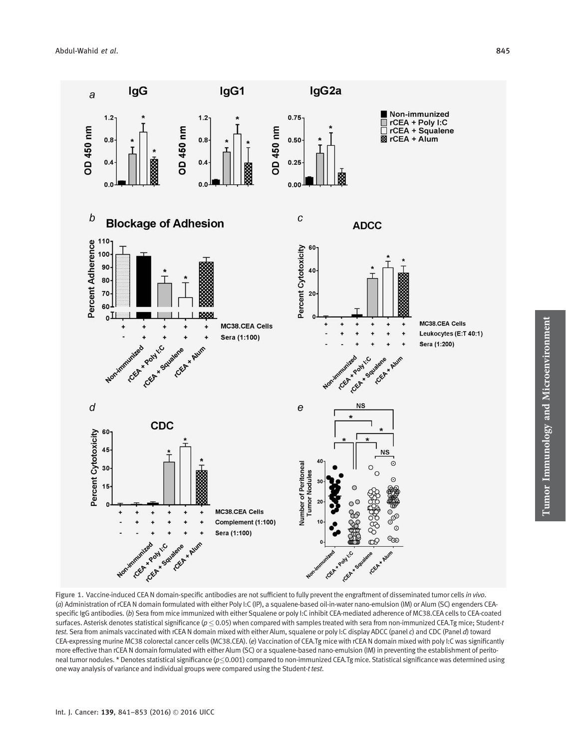**Figure 1.** Vaccine-induced CEA N domain-specific antibodies are not sufficient to fully prevent the engraftment of disseminated tumor cells *in vivo*. (*a*) Administration of rCEA N domain formulated with either Poly I:C (IP), a squalene-based oil-in-water nano-emulsion (IM) or Alum (SC) engenders CEA-specific IgG antibodies. (*b*) Sera from mice immunized with either Squalene or poly I:C inhibit CEA-mediated adherence of MC38.CEA cells to CEA-coated surfaces. Asterisk denotes statistical significance ($p \leq 0.05$) when compared with samples treated with sera from non-immunized CEA.Tg mice; Student-*t test*. Sera from animals vaccinated with rCEA N domain mixed with either Alum, squalene or poly I:C display ADCC (panel *c*) and CDC (Panel *d*) toward CEA-expressing murine MC38 colorectal cancer cells (MC38.CEA). (*e*) Vaccination of CEA.Tg mice with rCEA N domain mixed with poly I:C was significantly more effective than rCEA N domain formulated with either Alum (SC) or a squalene-based nano-emulsion (IM) in preventing the establishment of peritoneal tumor nodules. * Denotes statistical significance ($p \leq 0.001$) compared to non-immunized CEA.Tg mice. Statistical significance was determined using one way analysis of variance and individual groups were compared using the Student-*t test*.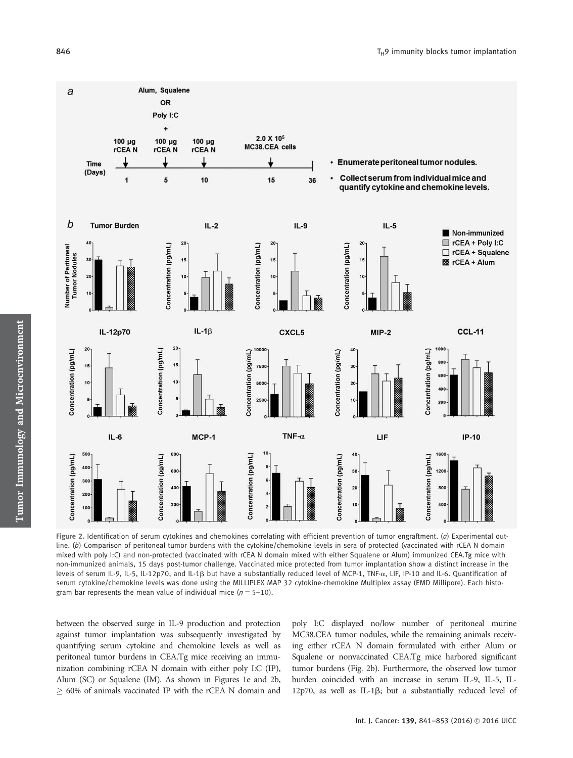Figure 2. Identification of serum cytokines and chemokines correlating with efficient prevention of tumor engraftment. (*a*) Experimental outline. (*b*) Comparison of peritoneal tumor burdens with the cytokine/chemokine levels in sera of protected (vaccinated with rCEA N domain mixed with poly I:C) and non-protected (vaccinated with rCEA N domain mixed with either Squalene or Alum) immunized CEA.Tg mice with non-immunized animals, 15 days post-tumor challenge. Vaccinated mice protected from tumor implantation show a distinct increase in the levels of serum IL-9, IL-5, IL-12p70, and IL-1β but have a substantially reduced level of MCP-1, TNF-α, LIF, IP-10 and IL-6. Quantification of serum cytokine/chemokine levels was done using the MILLIPLEX MAP 32 cytokine-chemokine Multiplex assay (EMD Millipore). Each histogram bar represents the mean value of individual mice ($n = 5$–$10$).

between the observed surge in IL-9 production and protection against tumor implantation was subsequently investigated by quantifying serum cytokine and chemokine levels as well as peritoneal tumor burdens in CEA.Tg mice receiving an immunization combining rCEA N domain with either poly I:C (IP), Alum (SC) or Squalene (IM). As shown in Figures 1e and 2b, $\geq$ 60% of animals vaccinated IP with the rCEA N domain and poly I:C displayed no/low number of peritoneal murine MC38.CEA tumor nodules, while the remaining animals receiving either rCEA N domain formulated with either Alum or Squalene or nonvaccinated CEA.Tg mice harbored significant tumor burdens (Fig. 2b). Furthermore, the observed low tumor burden coincided with an increase in serum IL-9, IL-5, IL-12p70, as well as IL-1β; but a substantially reduced level of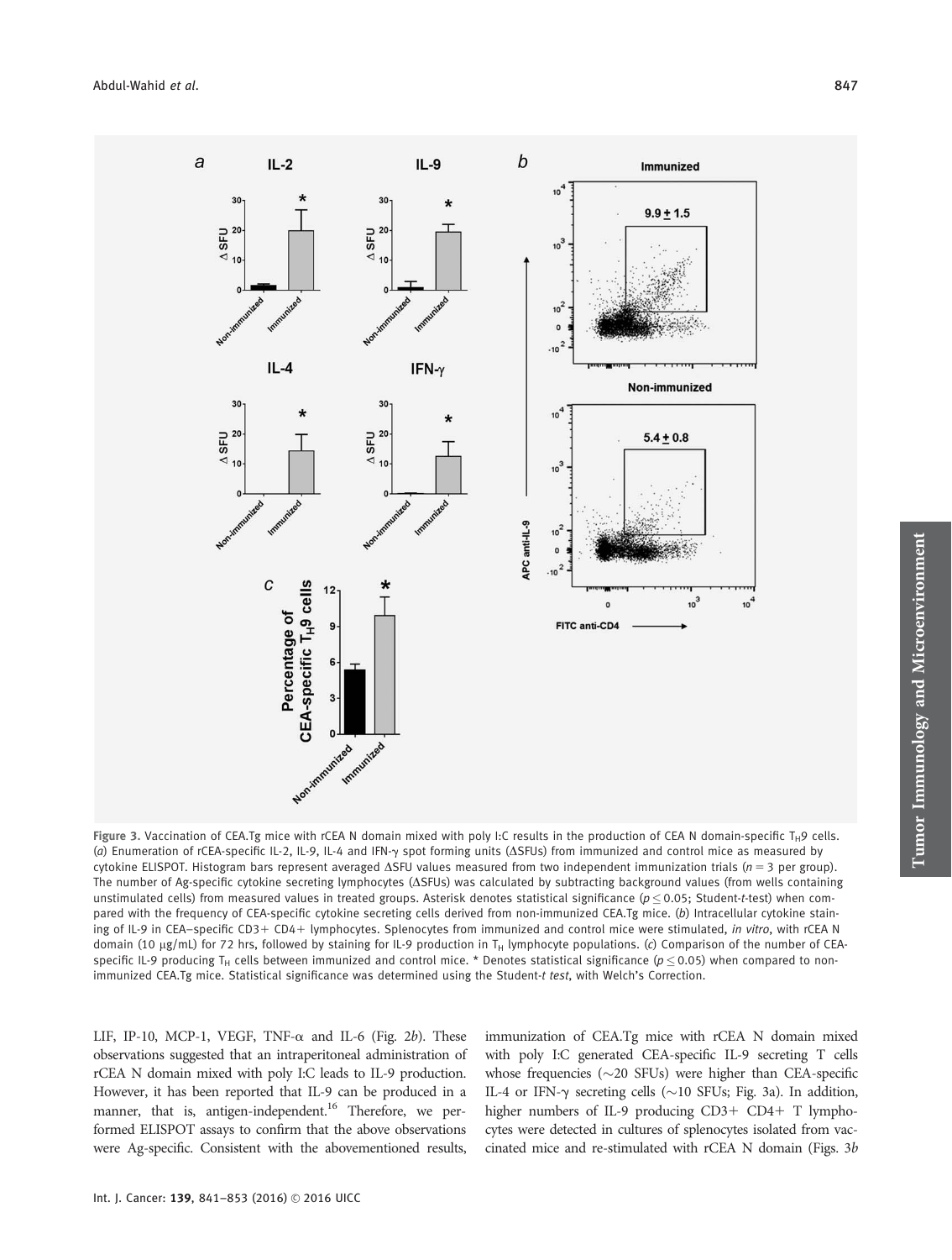Figure 3. Vaccination of CEA.Tg mice with rCEA N domain mixed with poly I:C results in the production of CEA N domain-specific $T_H9$ cells. (*a*) Enumeration of rCEA-specific IL-2, IL-9, IL-4 and IFN-γ spot forming units (ΔSFUs) from immunized and control mice as measured by cytokine ELISPOT. Histogram bars represent averaged ΔSFU values measured from two independent immunization trials ($n = 3$ per group). The number of Ag-specific cytokine secreting lymphocytes (ΔSFUs) was calculated by subtracting background values (from wells containing unstimulated cells) from measured values in treated groups. Asterisk denotes statistical significance ($p \leq 0.05$; Student-*t*-test) when compared with the frequency of CEA-specific cytokine secreting cells derived from non-immunized CEA.Tg mice. (*b*) Intracellular cytokine staining of IL-9 in CEA–specific CD3+ CD4+ lymphocytes. Splenocytes from immunized and control mice were stimulated, *in vitro*, with rCEA N domain (10 μg/mL) for 72 hrs, followed by staining for IL-9 production in $T_H$ lymphocyte populations. (*c*) Comparison of the number of CEA-specific IL-9 producing $T_H$ cells between immunized and control mice. * Denotes statistical significance ($p \leq 0.05$) when compared to non-immunized CEA.Tg mice. Statistical significance was determined using the Student-*t test*, with Welch's Correction.

LIF, IP-10, MCP-1, VEGF, TNF-α and IL-6 (Fig. 2*b*). These observations suggested that an intraperitoneal administration of rCEA N domain mixed with poly I:C leads to IL-9 production. However, it has been reported that IL-9 can be produced in a manner, that is, antigen-independent.[16] Therefore, we performed ELISPOT assays to confirm that the above observations were Ag-specific. Consistent with the abovementioned results, immunization of CEA.Tg mice with rCEA N domain mixed with poly I:C generated CEA-specific IL-9 secreting T cells whose frequencies (~20 SFUs) were higher than CEA-specific IL-4 or IFN-γ secreting cells (~10 SFUs; Fig. 3a). In addition, higher numbers of IL-9 producing CD3+ CD4+ T lymphocytes were detected in cultures of splenocytes isolated from vaccinated mice and re-stimulated with rCEA N domain (Figs. 3*b*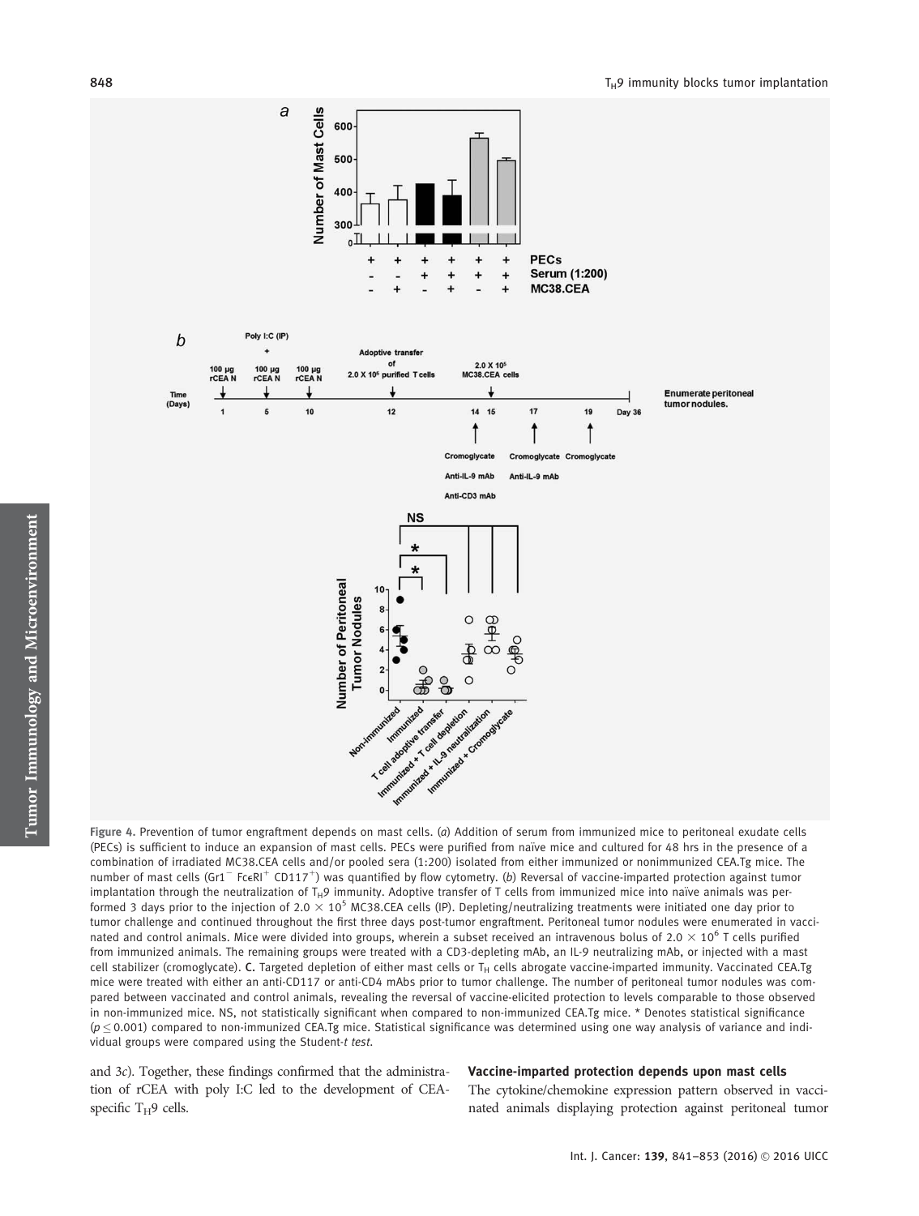Figure 4. Prevention of tumor engraftment depends on mast cells. (*a*) Addition of serum from immunized mice to peritoneal exudate cells (PECs) is sufficient to induce an expansion of mast cells. PECs were purified from naïve mice and cultured for 48 hrs in the presence of a combination of irradiated MC38.CEA cells and/or pooled sera (1:200) isolated from either immunized or nonimmunized CEA.Tg mice. The number of mast cells ($Gr1^{-}$ $Fc\epsilon RI^{+}$ $CD117^{+}$) was quantified by flow cytometry. (*b*) Reversal of vaccine-imparted protection against tumor implantation through the neutralization of $T_H9$ immunity. Adoptive transfer of T cells from immunized mice into naïve animals was performed 3 days prior to the injection of $2.0 \times 10^5$ MC38.CEA cells (IP). Depleting/neutralizing treatments were initiated one day prior to tumor challenge and continued throughout the first three days post-tumor engraftment. Peritoneal tumor nodules were enumerated in vaccinated and control animals. Mice were divided into groups, wherein a subset received an intravenous bolus of $2.0 \times 10^6$ T cells purified from immunized animals. The remaining groups were treated with a CD3-depleting mAb, an IL-9 neutralizing mAb, or injected with a mast cell stabilizer (cromoglycate). **C.** Targeted depletion of either mast cells or $T_H$ cells abrogate vaccine-imparted immunity. Vaccinated CEA.Tg mice were treated with either an anti-CD117 or anti-CD4 mAbs prior to tumor challenge. The number of peritoneal tumor nodules was compared between vaccinated and control animals, revealing the reversal of vaccine-elicited protection to levels comparable to those observed in non-immunized mice. NS, not statistically significant when compared to non-immunized CEA.Tg mice. * Denotes statistical significance ($p \leq 0.001$) compared to non-immunized CEA.Tg mice. Statistical significance was determined using one way analysis of variance and individual groups were compared using the Student-*t test*.

and 3*c*). Together, these findings confirmed that the administration of rCEA with poly I:C led to the development of CEA-specific $T_H9$ cells.

### Vaccine-imparted protection depends upon mast cells

The cytokine/chemokine expression pattern observed in vaccinated animals displaying protection against peritoneal tumor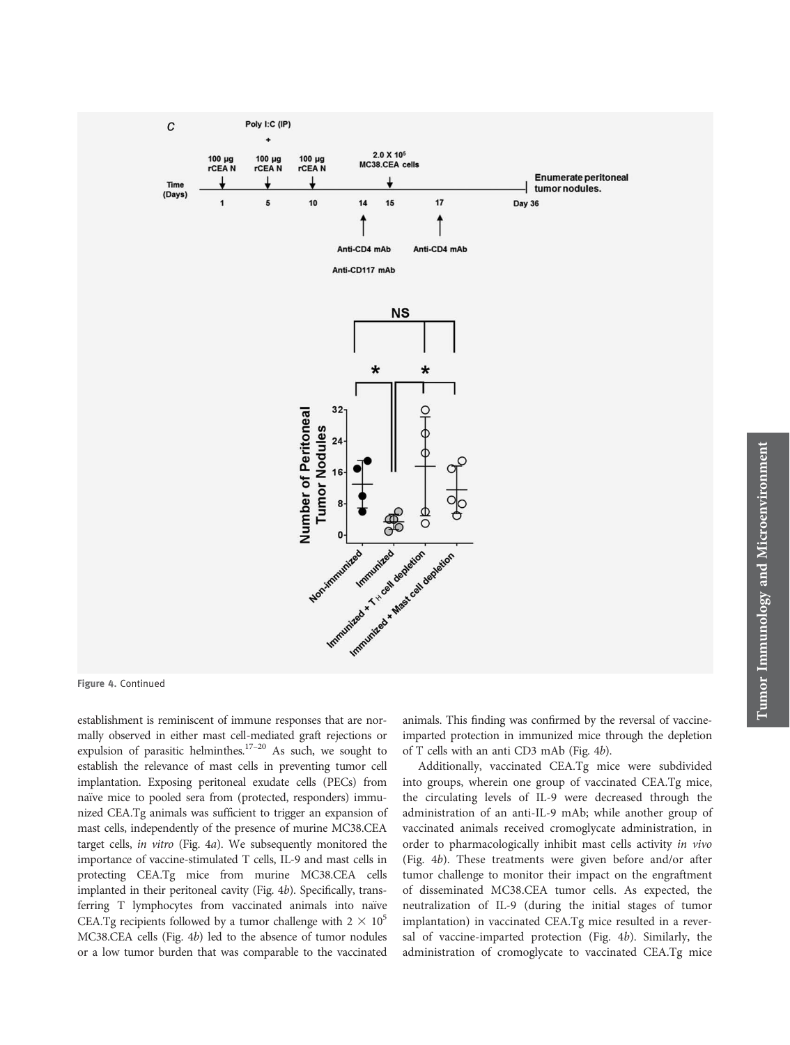Figure 4. Continued

establishment is reminiscent of immune responses that are normally observed in either mast cell-mediated graft rejections or expulsion of parasitic helminthes.[17–20] As such, we sought to establish the relevance of mast cells in preventing tumor cell implantation. Exposing peritoneal exudate cells (PECs) from naïve mice to pooled sera from (protected, responders) immunized CEA.Tg animals was sufficient to trigger an expansion of mast cells, independently of the presence of murine MC38.CEA target cells, *in vitro* (Fig. 4*a*). We subsequently monitored the importance of vaccine-stimulated T cells, IL-9 and mast cells in protecting CEA.Tg mice from murine MC38.CEA cells implanted in their peritoneal cavity (Fig. 4*b*). Specifically, transferring T lymphocytes from vaccinated animals into naïve CEA.Tg recipients followed by a tumor challenge with $2 \times 10^5$ MC38.CEA cells (Fig. 4*b*) led to the absence of tumor nodules or a low tumor burden that was comparable to the vaccinated animals. This finding was confirmed by the reversal of vaccine-imparted protection in immunized mice through the depletion of T cells with an anti CD3 mAb (Fig. 4*b*).

Additionally, vaccinated CEA.Tg mice were subdivided into groups, wherein one group of vaccinated CEA.Tg mice, the circulating levels of IL-9 were decreased through the administration of an anti-IL-9 mAb; while another group of vaccinated animals received cromoglycate administration, in order to pharmacologically inhibit mast cells activity *in vivo* (Fig. 4*b*). These treatments were given before and/or after tumor challenge to monitor their impact on the engraftment of disseminated MC38.CEA tumor cells. As expected, the neutralization of IL-9 (during the initial stages of tumor implantation) in vaccinated CEA.Tg mice resulted in a reversal of vaccine-imparted protection (Fig. 4*b*). Similarly, the administration of cromoglycate to vaccinated CEA.Tg mice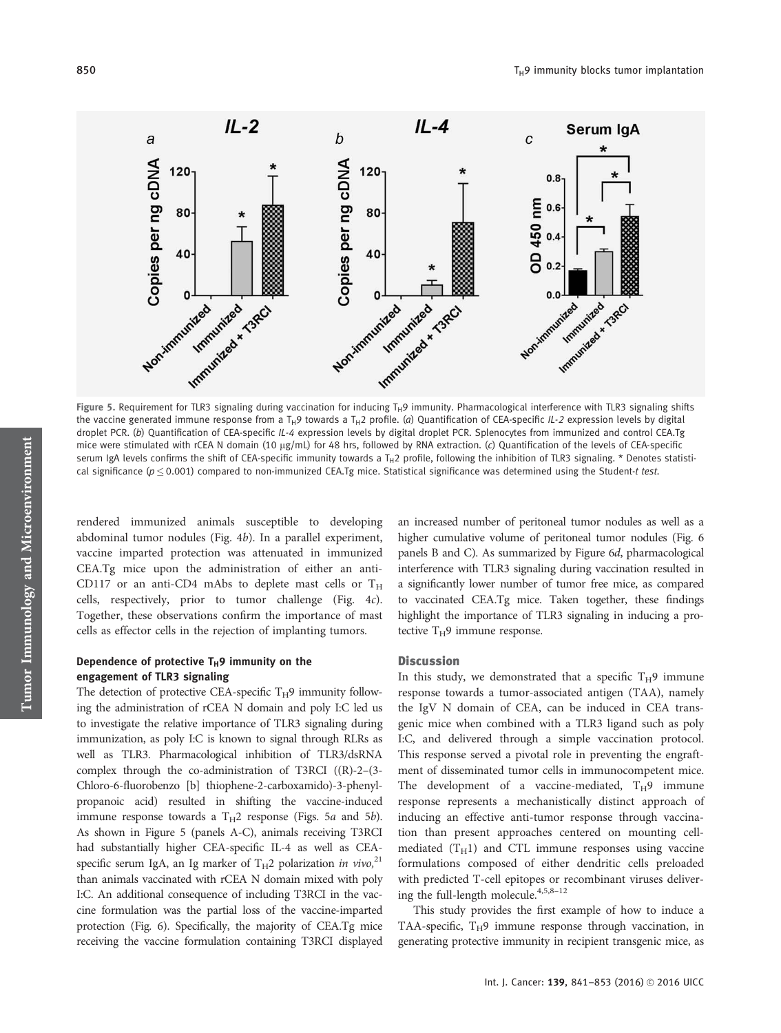Figure 5. Requirement for TLR3 signaling during vaccination for inducing $T_H9$ immunity. Pharmacological interference with TLR3 signaling shifts the vaccine generated immune response from a $T_H9$ towards a $T_H2$ profile. (*a*) Quantification of CEA-specific *IL-2* expression levels by digital droplet PCR. (*b*) Quantification of CEA-specific *IL-4* expression levels by digital droplet PCR. Splenocytes from immunized and control CEA.Tg mice were stimulated with rCEA N domain (10 μg/mL) for 48 hrs, followed by RNA extraction. (*c*) Quantification of the levels of CEA-specific serum IgA levels confirms the shift of CEA-specific immunity towards a $T_H2$ profile, following the inhibition of TLR3 signaling. * Denotes statistical significance ($p \leq 0.001$) compared to non-immunized CEA.Tg mice. Statistical significance was determined using the Student-*t test*.

rendered immunized animals susceptible to developing abdominal tumor nodules (Fig. 4*b*). In a parallel experiment, vaccine imparted protection was attenuated in immunized CEA.Tg mice upon the administration of either an anti-CD117 or an anti-CD4 mAbs to deplete mast cells or $T_H$ cells, respectively, prior to tumor challenge (Fig. 4*c*). Together, these observations confirm the importance of mast cells as effector cells in the rejection of implanting tumors.

### Dependence of protective $T_H9$ immunity on the engagement of TLR3 signaling

The detection of protective CEA-specific $T_H9$ immunity following the administration of rCEA N domain and poly I:C led us to investigate the relative importance of TLR3 signaling during immunization, as poly I:C is known to signal through RLRs as well as TLR3. Pharmacological inhibition of TLR3/dsRNA complex through the co-administration of T3RCI ((R)-2–(3-Chloro-6-fluorobenzo [b] thiophene-2-carboxamido)-3-phenylpropanoic acid) resulted in shifting the vaccine-induced immune response towards a $T_H2$ response (Figs. 5*a* and 5*b*). As shown in Figure 5 (panels A-C), animals receiving T3RCI had substantially higher CEA-specific IL-4 as well as CEA-specific serum IgA, an Ig marker of $T_H2$ polarization *in vivo*,[21] than animals vaccinated with rCEA N domain mixed with poly I:C. An additional consequence of including T3RCI in the vaccine formulation was the partial loss of the vaccine-imparted protection (Fig. 6). Specifically, the majority of CEA.Tg mice receiving the vaccine formulation containing T3RCI displayed an increased number of peritoneal tumor nodules as well as a higher cumulative volume of peritoneal tumor nodules (Fig. 6 panels B and C). As summarized by Figure 6*d*, pharmacological interference with TLR3 signaling during vaccination resulted in a significantly lower number of tumor free mice, as compared to vaccinated CEA.Tg mice. Taken together, these findings highlight the importance of TLR3 signaling in inducing a protective $T_H9$ immune response.

## Discussion

In this study, we demonstrated that a specific $T_H9$ immune response towards a tumor-associated antigen (TAA), namely the IgV N domain of CEA, can be induced in CEA transgenic mice when combined with a TLR3 ligand such as poly I:C, and delivered through a simple vaccination protocol. This response served a pivotal role in preventing the engraftment of disseminated tumor cells in immunocompetent mice. The development of a vaccine-mediated, $T_H9$ immune response represents a mechanistically distinct approach of inducing an effective anti-tumor response through vaccination than present approaches centered on mounting cell-mediated ($T_H1$) and CTL immune responses using vaccine formulations composed of either dendritic cells preloaded with predicted T-cell epitopes or recombinant viruses delivering the full-length molecule.[4,5,8–12]

This study provides the first example of how to induce a TAA-specific, $T_H9$ immune response through vaccination, in generating protective immunity in recipient transgenic mice, as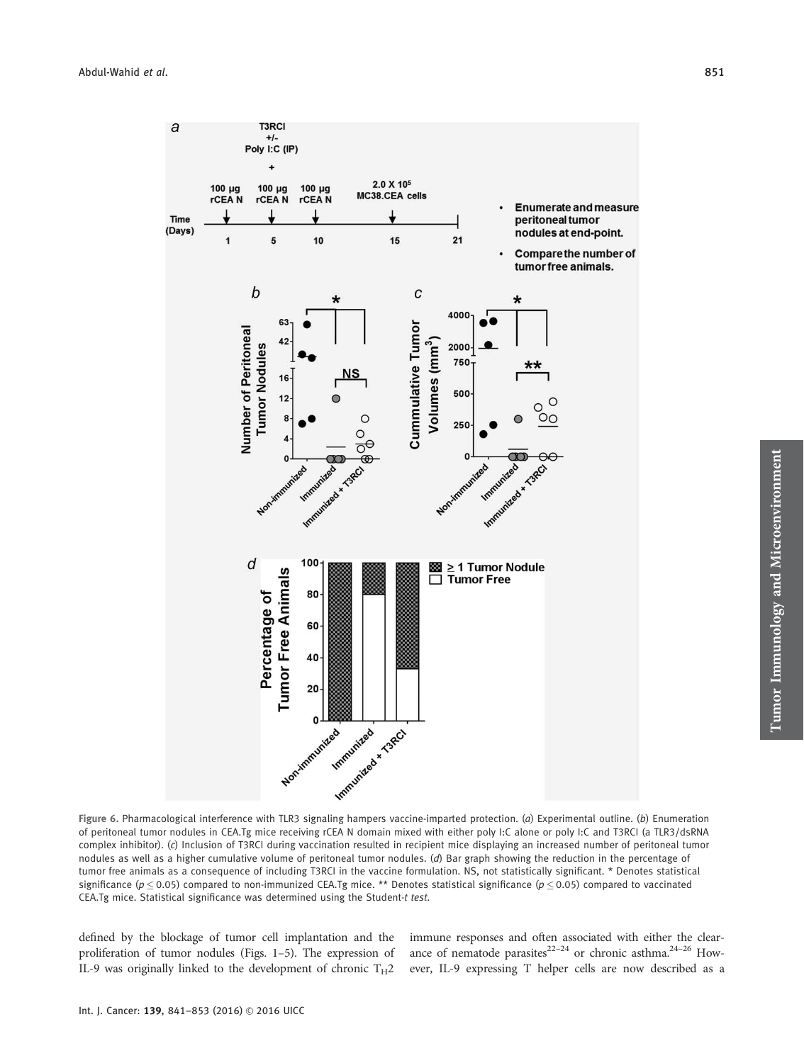**Figure 6.** Pharmacological interference with TLR3 signaling hampers vaccine-imparted protection. (*a*) Experimental outline. (*b*) Enumeration of peritoneal tumor nodules in CEA.Tg mice receiving rCEA N domain mixed with either poly I:C alone or poly I:C and T3RCI (a TLR3/dsRNA complex inhibitor). (*c*) Inclusion of T3RCI during vaccination resulted in recipient mice displaying an increased number of peritoneal tumor nodules as well as a higher cumulative volume of peritoneal tumor nodules. (*d*) Bar graph showing the reduction in the percentage of tumor free animals as a consequence of including T3RCI in the vaccine formulation. NS, not statistically significant. * Denotes statistical significance ($p \leq 0.05$) compared to non-immunized CEA.Tg mice. ** Denotes statistical significance ($p \leq 0.05$) compared to vaccinated CEA.Tg mice. Statistical significance was determined using the Student-*t test*.

defined by the blockage of tumor cell implantation and the proliferation of tumor nodules (Figs. 1–5). The expression of IL-9 was originally linked to the development of chronic $T_H2$ immune responses and often associated with either the clearance of nematode parasites[22–24] or chronic asthma.[24–26] However, IL-9 expressing T helper cells are now described as a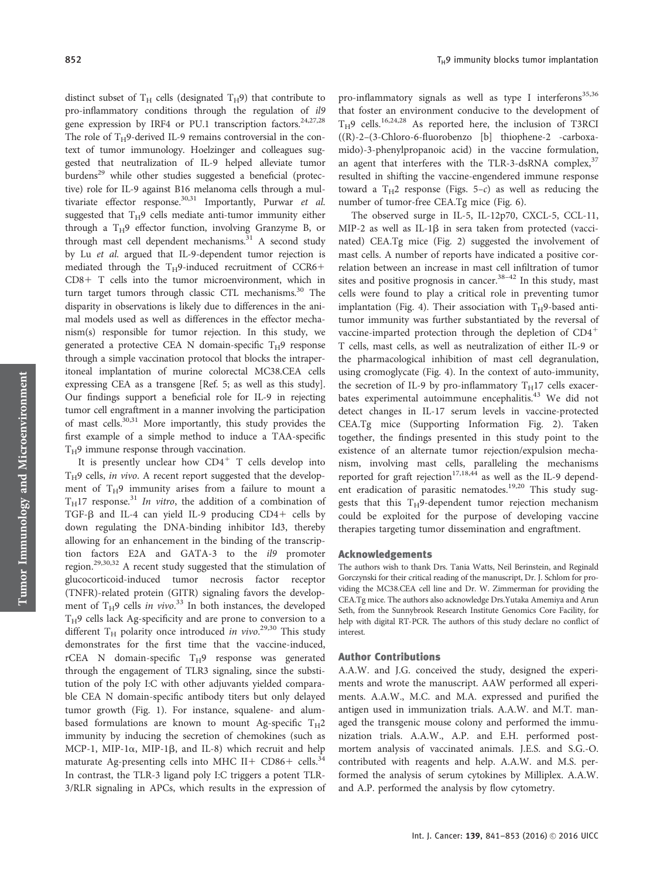distinct subset of $T_H$ cells (designated $T_H9$) that contribute to pro-inflammatory conditions through the regulation of *il9* gene expression by IRF4 or PU.1 transcription factors.[24,27,28] The role of $T_H9$-derived IL-9 remains controversial in the context of tumor immunology. Hoelzinger and colleagues suggested that neutralization of IL-9 helped alleviate tumor burdens[29] while other studies suggested a beneficial (protective) role for IL-9 against B16 melanoma cells through a multivariate effector response.[30,31] Importantly, Purwar *et al.* suggested that $T_H9$ cells mediate anti-tumor immunity either through a $T_H9$ effector function, involving Granzyme B, or through mast cell dependent mechanisms.[31] A second study by Lu *et al.* argued that IL-9-dependent tumor rejection is mediated through the $T_H9$-induced recruitment of CCR6+ CD8+ T cells into the tumor microenvironment, which in turn target tumors through classic CTL mechanisms.[30] The disparity in observations is likely due to differences in the animal models used as well as differences in the effector mechanism(s) responsible for tumor rejection. In this study, we generated a protective CEA N domain-specific $T_H9$ response through a simple vaccination protocol that blocks the intraperitoneal implantation of murine colorectal MC38.CEA cells expressing CEA as a transgene [Ref. 5; as well as this study]. Our findings support a beneficial role for IL-9 in rejecting tumor cell engraftment in a manner involving the participation of mast cells.[30,31] More importantly, this study provides the first example of a simple method to induce a TAA-specific $T_H9$ immune response through vaccination.

It is presently unclear how $CD4^+$ T cells develop into $T_H9$ cells, *in vivo*. A recent report suggested that the development of $T_H9$ immunity arises from a failure to mount a $T_H17$ response.[31] *In vitro*, the addition of a combination of TGF-β and IL-4 can yield IL-9 producing CD4+ cells by down regulating the DNA-binding inhibitor Id3, thereby allowing for an enhancement in the binding of the transcription factors E2A and GATA-3 to the *il9* promoter region.[29,30,32] A recent study suggested that the stimulation of glucocorticoid-induced tumor necrosis factor receptor (TNFR)-related protein (GITR) signaling favors the development of $T_H9$ cells *in vivo*.[33] In both instances, the developed $T_H9$ cells lack Ag-specificity and are prone to conversion to a different $T_H$ polarity once introduced *in vivo*.[29,30] This study demonstrates for the first time that the vaccine-induced, rCEA N domain-specific $T_H9$ response was generated through the engagement of TLR3 signaling, since the substitution of the poly I:C with other adjuvants yielded comparable CEA N domain-specific antibody titers but only delayed tumor growth (Fig. 1). For instance, squalene- and alum-based formulations are known to mount Ag-specific $T_H2$ immunity by inducing the secretion of chemokines (such as MCP-1, MIP-1α, MIP-1β, and IL-8) which recruit and help maturate Ag-presenting cells into MHC II+ CD86+ cells.[34] In contrast, the TLR-3 ligand poly I:C triggers a potent TLR-3/RLR signaling in APCs, which results in the expression of pro-inflammatory signals as well as type I interferons[35,36] that foster an environment conducive to the development of $T_H9$ cells.[16,24,28] As reported here, the inclusion of T3RCI ((R)-2–(3-Chloro-6-fluorobenzo [b] thiophene-2 -carboxamido)-3-phenylpropanoic acid) in the vaccine formulation, an agent that interferes with the TLR-3-dsRNA complex,[37] resulted in shifting the vaccine-engendered immune response toward a $T_H2$ response (Figs. 5–*c*) as well as reducing the number of tumor-free CEA.Tg mice (Fig. 6).

The observed surge in IL-5, IL-12p70, CXCL-5, CCL-11, MIP-2 as well as IL-1β in sera taken from protected (vaccinated) CEA.Tg mice (Fig. 2) suggested the involvement of mast cells. A number of reports have indicated a positive correlation between an increase in mast cell infiltration of tumor sites and positive prognosis in cancer.[38–42] In this study, mast cells were found to play a critical role in preventing tumor implantation (Fig. 4). Their association with $T_H9$-based anti-tumor immunity was further substantiated by the reversal of vaccine-imparted protection through the depletion of $CD4^+$ T cells, mast cells, as well as neutralization of either IL-9 or the pharmacological inhibition of mast cell degranulation, using cromoglycate (Fig. 4). In the context of auto-immunity, the secretion of IL-9 by pro-inflammatory $T_H17$ cells exacerbates experimental autoimmune encephalitis.[43] We did not detect changes in IL-17 serum levels in vaccine-protected CEA.Tg mice (Supporting Information Fig. 2). Taken together, the findings presented in this study point to the existence of an alternate tumor rejection/expulsion mechanism, involving mast cells, paralleling the mechanisms reported for graft rejection[17,18,44] as well as the IL-9 dependent eradication of parasitic nematodes.[19,20] This study suggests that this $T_H9$-dependent tumor rejection mechanism could be exploited for the purpose of developing vaccine therapies targeting tumor dissemination and engraftment.

## Acknowledgements

The authors wish to thank Drs. Tania Watts, Neil Berinstein, and Reginald Gorczynski for their critical reading of the manuscript, Dr. J. Schlom for providing the MC38.CEA cell line and Dr. W. Zimmerman for providing the CEA.Tg mice. The authors also acknowledge Drs.Yutaka Amemiya and Arun Seth, from the Sunnybrook Research Institute Genomics Core Facility, for help with digital RT-PCR. The authors of this study declare no conflict of interest.

## Author Contributions

A.A.W. and J.G. conceived the study, designed the experiments and wrote the manuscript. AAW performed all experiments. A.A.W., M.C. and M.A. expressed and purified the antigen used in immunization trials. A.A.W. and M.T. managed the transgenic mouse colony and performed the immunization trials. A.A.W., A.P. and E.H. performed postmortem analysis of vaccinated animals. J.E.S. and S.G.-O. contributed with reagents and help. A.A.W. and M.S. performed the analysis of serum cytokines by Milliplex. A.A.W. and A.P. performed the analysis by flow cytometry.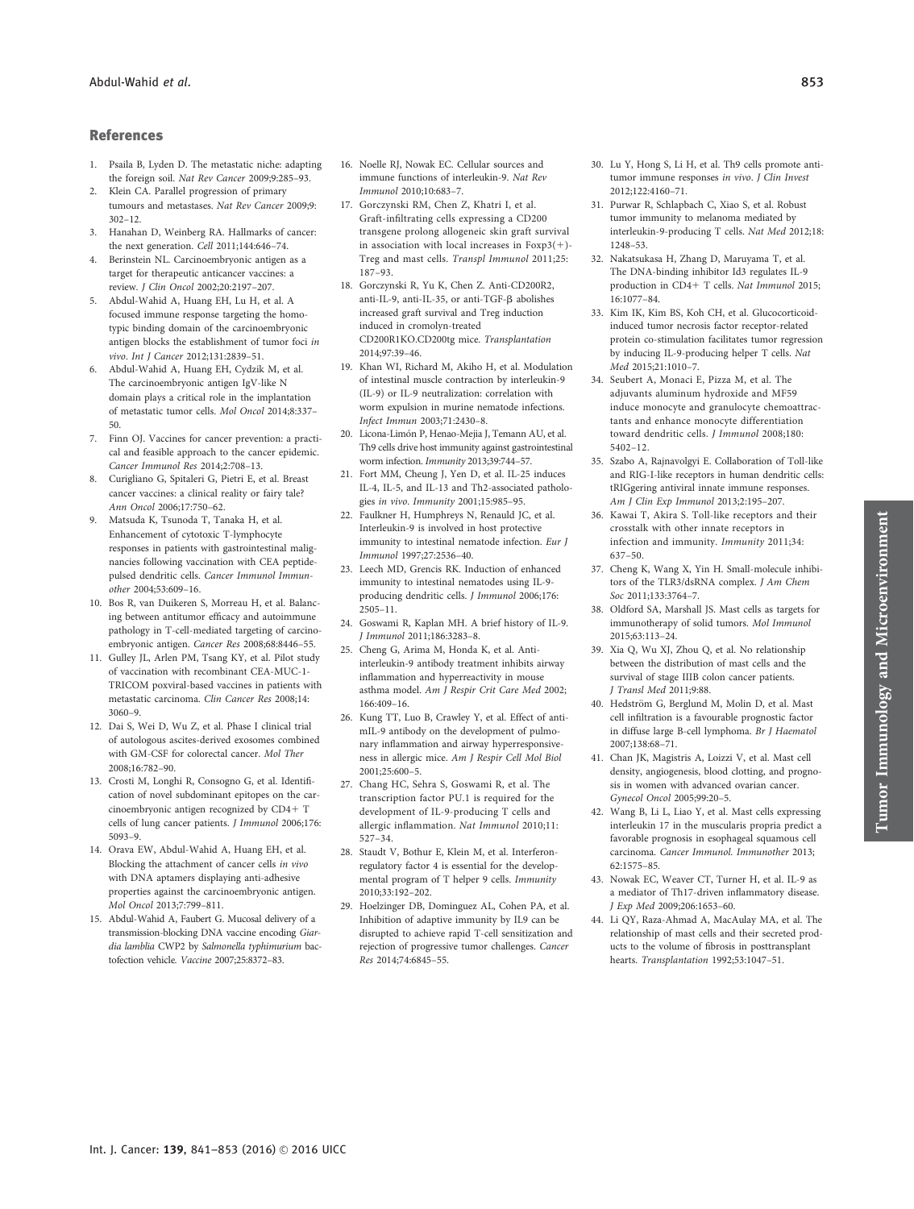## References

1. Psaila B, Lyden D. The metastatic niche: adapting the foreign soil. *Nat Rev Cancer* 2009;9:285–93.
2. Klein CA. Parallel progression of primary tumours and metastases. *Nat Rev Cancer* 2009;9: 302–12.
3. Hanahan D, Weinberg RA. Hallmarks of cancer: the next generation. *Cell* 2011;144:646–74.
4. Berinstein NL. Carcinoembryonic antigen as a target for therapeutic anticancer vaccines: a review. *J Clin Oncol* 2002;20:2197–207.
5. Abdul-Wahid A, Huang EH, Lu H, et al. A focused immune response targeting the homotypic binding domain of the carcinoembryonic antigen blocks the establishment of tumor foci *in vivo*. *Int J Cancer* 2012;131:2839–51.
6. Abdul-Wahid A, Huang EH, Cydzik M, et al. The carcinoembryonic antigen IgV-like N domain plays a critical role in the implantation of metastatic tumor cells. *Mol Oncol* 2014;8:337–50.
7. Finn OJ. Vaccines for cancer prevention: a practical and feasible approach to the cancer epidemic. *Cancer Immunol Res* 2014;2:708–13.
8. Curigliano G, Spitaleri G, Pietri E, et al. Breast cancer vaccines: a clinical reality or fairy tale? *Ann Oncol* 2006;17:750–62.
9. Matsuda K, Tsunoda T, Tanaka H, et al. Enhancement of cytotoxic T-lymphocyte responses in patients with gastrointestinal malignancies following vaccination with CEA peptide-pulsed dendritic cells. *Cancer Immunol Immunother* 2004;53:609–16.
10. Bos R, van Duikeren S, Morreau H, et al. Balancing between antitumor efficacy and autoimmune pathology in T-cell-mediated targeting of carcinoembryonic antigen. *Cancer Res* 2008;68:8446–55.
11. Gulley JL, Arlen PM, Tsang KY, et al. Pilot study of vaccination with recombinant CEA-MUC-1-TRICOM poxviral-based vaccines in patients with metastatic carcinoma. *Clin Cancer Res* 2008;14: 3060–9.
12. Dai S, Wei D, Wu Z, et al. Phase I clinical trial of autologous ascites-derived exosomes combined with GM-CSF for colorectal cancer. *Mol Ther* 2008;16:782–90.
13. Crosti M, Longhi R, Consogno G, et al. Identification of novel subdominant epitopes on the carcinoembryonic antigen recognized by CD4+ T cells of lung cancer patients. *J Immunol* 2006;176: 5093–9.
14. Orava EW, Abdul-Wahid A, Huang EH, et al. Blocking the attachment of cancer cells *in vivo* with DNA aptamers displaying anti-adhesive properties against the carcinoembryonic antigen. *Mol Oncol* 2013;7:799–811.
15. Abdul-Wahid A, Faubert G. Mucosal delivery of a transmission-blocking DNA vaccine encoding *Giardia lamblia* CWP2 by *Salmonella typhimurium* bactofection vehicle. *Vaccine* 2007;25:8372–83.
16. Noelle RJ, Nowak EC. Cellular sources and immune functions of interleukin-9. *Nat Rev Immunol* 2010;10:683–7.
17. Gorczynski RM, Chen Z, Khatri I, et al. Graft-infiltrating cells expressing a CD200 transgene prolong allogeneic skin graft survival in association with local increases in Foxp3(+)-Treg and mast cells. *Transpl Immunol* 2011;25: 187–93.
18. Gorczynski R, Yu K, Chen Z. Anti-CD200R2, anti-IL-9, anti-IL-35, or anti-TGF-β abolishes increased graft survival and Treg induction induced in cromolyn-treated CD200R1KO.CD200tg mice. *Transplantation* 2014;97:39–46.
19. Khan WI, Richard M, Akiho H, et al. Modulation of intestinal muscle contraction by interleukin-9 (IL-9) or IL-9 neutralization: correlation with worm expulsion in murine nematode infections. *Infect Immun* 2003;71:2430–8.
20. Licona-Limón P, Henao-Mejia J, Temann AU, et al. Th9 cells drive host immunity against gastrointestinal worm infection. *Immunity* 2013;39:744–57.
21. Fort MM, Cheung J, Yen D, et al. IL-25 induces IL-4, IL-5, and IL-13 and Th2-associated pathologies *in vivo*. *Immunity* 2001;15:985–95.
22. Faulkner H, Humphreys N, Renauld JC, et al. Interleukin-9 is involved in host protective immunity to intestinal nematode infection. *Eur J Immunol* 1997;27:2536–40.
23. Leech MD, Grencis RK. Induction of enhanced immunity to intestinal nematodes using IL-9-producing dendritic cells. *J Immunol* 2006;176: 2505–11.
24. Goswami R, Kaplan MH. A brief history of IL-9. *J Immunol* 2011;186:3283–8.
25. Cheng G, Arima M, Honda K, et al. Anti-interleukin-9 antibody treatment inhibits airway inflammation and hyperreactivity in mouse asthma model. *Am J Respir Crit Care Med* 2002; 166:409–16.
26. Kung TT, Luo B, Crawley Y, et al. Effect of anti-mIL-9 antibody on the development of pulmonary inflammation and airway hyperresponsiveness in allergic mice. *Am J Respir Cell Mol Biol* 2001;25:600–5.
27. Chang HC, Sehra S, Goswami R, et al. The transcription factor PU.1 is required for the development of IL-9-producing T cells and allergic inflammation. *Nat Immunol* 2010;11: 527–34.
28. Staudt V, Bothur E, Klein M, et al. Interferon-regulatory factor 4 is essential for the developmental program of T helper 9 cells. *Immunity* 2010;33:192–202.
29. Hoelzinger DB, Dominguez AL, Cohen PA, et al. Inhibition of adaptive immunity by IL9 can be disrupted to achieve rapid T-cell sensitization and rejection of progressive tumor challenges. *Cancer Res* 2014;74:6845–55.
30. Lu Y, Hong S, Li H, et al. Th9 cells promote antitumor immune responses *in vivo*. *J Clin Invest* 2012;122:4160–71.
31. Purwar R, Schlapbach C, Xiao S, et al. Robust tumor immunity to melanoma mediated by interleukin-9-producing T cells. *Nat Med* 2012;18: 1248–53.
32. Nakatsukasa H, Zhang D, Maruyama T, et al. The DNA-binding inhibitor Id3 regulates IL-9 production in CD4+ T cells. *Nat Immunol* 2015; 16:1077–84.
33. Kim IK, Kim BS, Koh CH, et al. Glucocorticoid-induced tumor necrosis factor receptor-related protein co-stimulation facilitates tumor regression by inducing IL-9-producing helper T cells. *Nat Med* 2015;21:1010–7.
34. Seubert A, Monaci E, Pizza M, et al. The adjuvants aluminum hydroxide and MF59 induce monocyte and granulocyte chemoattractants and enhance monocyte differentiation toward dendritic cells. *J Immunol* 2008;180: 5402–12.
35. Szabo A, Rajnavolgyi E. Collaboration of Toll-like and RIG-I-like receptors in human dendritic cells: tRIGgering antiviral innate immune responses. *Am J Clin Exp Immunol* 2013;2:195–207.
36. Kawai T, Akira S. Toll-like receptors and their crosstalk with other innate receptors in infection and immunity. *Immunity* 2011;34: 637–50.
37. Cheng K, Wang X, Yin H. Small-molecule inhibitors of the TLR3/dsRNA complex. *J Am Chem Soc* 2011;133:3764–7.
38. Oldford SA, Marshall JS. Mast cells as targets for immunotherapy of solid tumors. *Mol Immunol* 2015;63:113–24.
39. Xia Q, Wu XJ, Zhou Q, et al. No relationship between the distribution of mast cells and the survival of stage IIIB colon cancer patients. *J Transl Med* 2011;9:88.
40. Hedström G, Berglund M, Molin D, et al. Mast cell infiltration is a favourable prognostic factor in diffuse large B-cell lymphoma. *Br J Haematol* 2007;138:68–71.
41. Chan JK, Magistris A, Loizzi V, et al. Mast cell density, angiogenesis, blood clotting, and prognosis in women with advanced ovarian cancer. *Gynecol Oncol* 2005;99:20–5.
42. Wang B, Li L, Liao Y, et al. Mast cells expressing interleukin 17 in the muscularis propria predict a favorable prognosis in esophageal squamous cell carcinoma. *Cancer Immunol. Immunother* 2013; 62:1575–85.
43. Nowak EC, Weaver CT, Turner H, et al. IL-9 as a mediator of Th17-driven inflammatory disease. *J Exp Med* 2009;206:1653–60.
44. Li QY, Raza-Ahmad A, MacAulay MA, et al. The relationship of mast cells and their secreted products to the volume of fibrosis in posttransplant hearts. *Transplantation* 1992;53:1047–51.